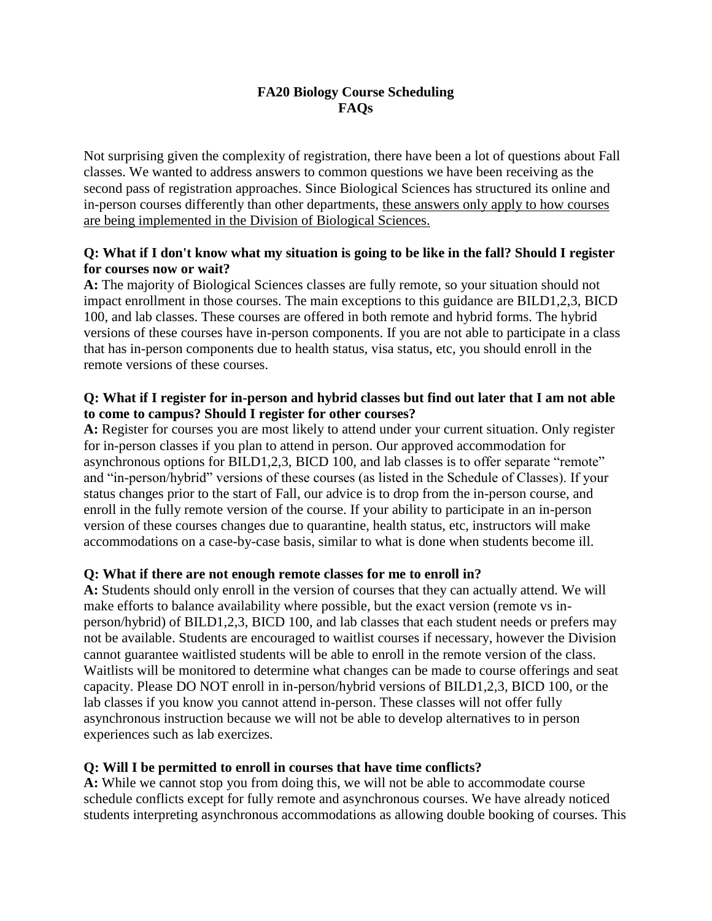# FA20 Biology Course Scheduling
# FAQs

Not surprising given the complexity of registration, there have been a lot of questions about Fall classes. We wanted to address answers to common questions we have been receiving as the second pass of registration approaches. Since Biological Sciences has structured its online and in-person courses differently than other departments, <u>these answers only apply to how courses are being implemented in the Division of Biological Sciences.</u>

**Q: What if I don't know what my situation is going to be like in the fall? Should I register for courses now or wait?**

**A:** The majority of Biological Sciences classes are fully remote, so your situation should not impact enrollment in those courses. The main exceptions to this guidance are BILD1,2,3, BICD 100, and lab classes. These courses are offered in both remote and hybrid forms. The hybrid versions of these courses have in-person components. If you are not able to participate in a class that has in-person components due to health status, visa status, etc, you should enroll in the remote versions of these courses.

**Q: What if I register for in-person and hybrid classes but find out later that I am not able to come to campus? Should I register for other courses?**

**A:** Register for courses you are most likely to attend under your current situation. Only register for in-person classes if you plan to attend in person. Our approved accommodation for asynchronous options for BILD1,2,3, BICD 100, and lab classes is to offer separate "remote" and "in-person/hybrid" versions of these courses (as listed in the Schedule of Classes). If your status changes prior to the start of Fall, our advice is to drop from the in-person course, and enroll in the fully remote version of the course. If your ability to participate in an in-person version of these courses changes due to quarantine, health status, etc, instructors will make accommodations on a case-by-case basis, similar to what is done when students become ill.

**Q: What if there are not enough remote classes for me to enroll in?**

**A:** Students should only enroll in the version of courses that they can actually attend. We will make efforts to balance availability where possible, but the exact version (remote vs in-person/hybrid) of BILD1,2,3, BICD 100, and lab classes that each student needs or prefers may not be available. Students are encouraged to waitlist courses if necessary, however the Division cannot guarantee waitlisted students will be able to enroll in the remote version of the class. Waitlists will be monitored to determine what changes can be made to course offerings and seat capacity. Please DO NOT enroll in in-person/hybrid versions of BILD1,2,3, BICD 100, or the lab classes if you know you cannot attend in-person. These classes will not offer fully asynchronous instruction because we will not be able to develop alternatives to in person experiences such as lab exercizes.

**Q: Will I be permitted to enroll in courses that have time conflicts?**

**A:** While we cannot stop you from doing this, we will not be able to accommodate course schedule conflicts except for fully remote and asynchronous courses. We have already noticed students interpreting asynchronous accommodations as allowing double booking of courses. This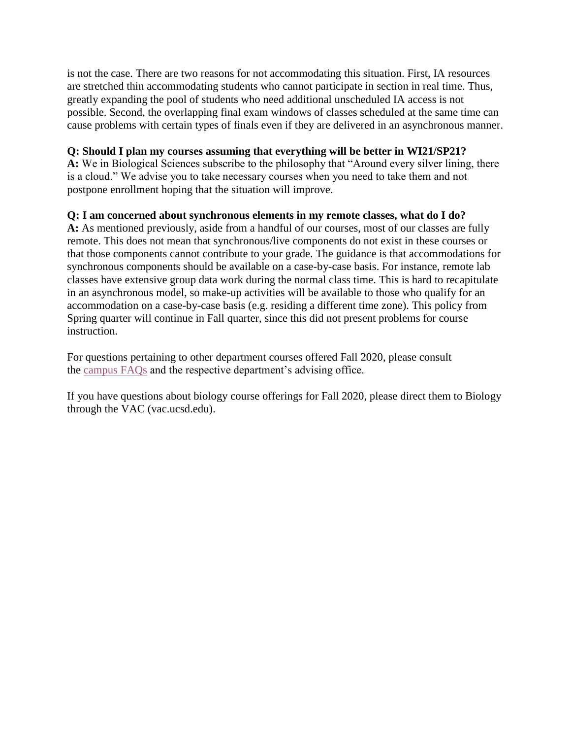is not the case. There are two reasons for not accommodating this situation. First, IA resources are stretched thin accommodating students who cannot participate in section in real time. Thus, greatly expanding the pool of students who need additional unscheduled IA access is not possible. Second, the overlapping final exam windows of classes scheduled at the same time can cause problems with certain types of finals even if they are delivered in an asynchronous manner.

**Q: Should I plan my courses assuming that everything will be better in WI21/SP21?**
**A:** We in Biological Sciences subscribe to the philosophy that "Around every silver lining, there is a cloud." We advise you to take necessary courses when you need to take them and not postpone enrollment hoping that the situation will improve.

**Q: I am concerned about synchronous elements in my remote classes, what do I do?**
**A:** As mentioned previously, aside from a handful of our courses, most of our classes are fully remote. This does not mean that synchronous/live components do not exist in these courses or that those components cannot contribute to your grade. The guidance is that accommodations for synchronous components should be available on a case-by-case basis. For instance, remote lab classes have extensive group data work during the normal class time. This is hard to recapitulate in an asynchronous model, so make-up activities will be available to those who qualify for an accommodation on a case-by-case basis (e.g. residing a different time zone). This policy from Spring quarter will continue in Fall quarter, since this did not present problems for course instruction.

For questions pertaining to other department courses offered Fall 2020, please consult the campus FAQs and the respective department's advising office.

If you have questions about biology course offerings for Fall 2020, please direct them to Biology through the VAC (vac.ucsd.edu).